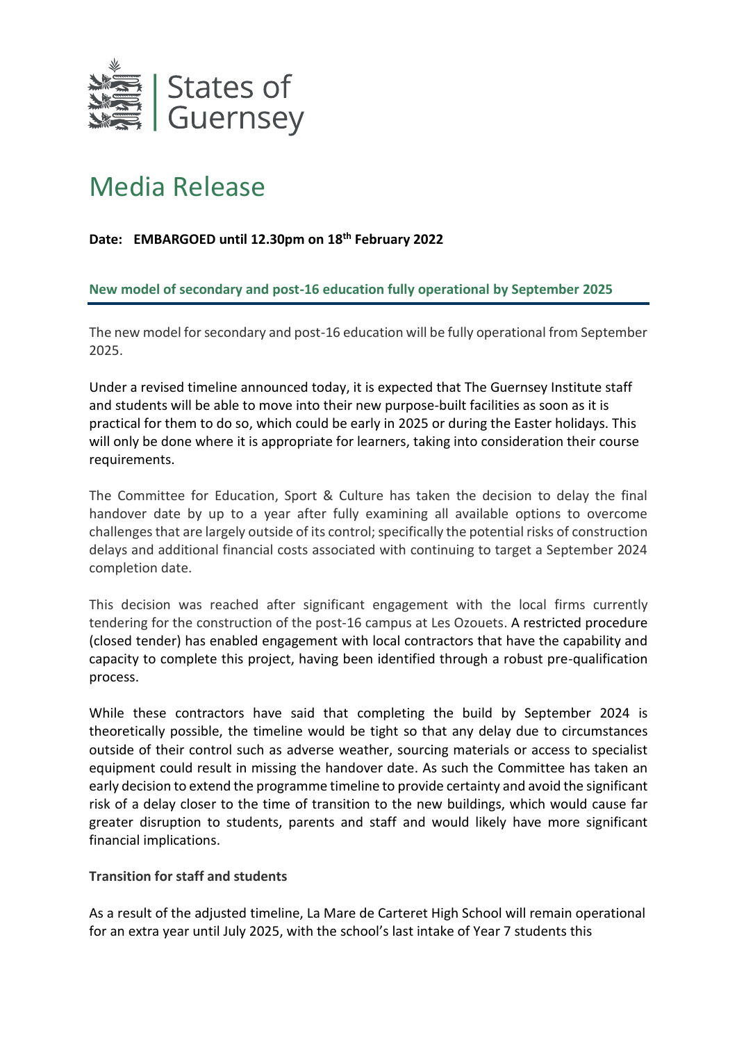States of Guernsey

# Media Release

**Date: EMBARGOED until 12.30pm on 18th February 2022**

## New model of secondary and post-16 education fully operational by September 2025

The new model for secondary and post-16 education will be fully operational from September 2025.

Under a revised timeline announced today, it is expected that The Guernsey Institute staff and students will be able to move into their new purpose-built facilities as soon as it is practical for them to do so, which could be early in 2025 or during the Easter holidays. This will only be done where it is appropriate for learners, taking into consideration their course requirements.

The Committee for Education, Sport & Culture has taken the decision to delay the final handover date by up to a year after fully examining all available options to overcome challenges that are largely outside of its control; specifically the potential risks of construction delays and additional financial costs associated with continuing to target a September 2024 completion date.

This decision was reached after significant engagement with the local firms currently tendering for the construction of the post-16 campus at Les Ozouets. A restricted procedure (closed tender) has enabled engagement with local contractors that have the capability and capacity to complete this project, having been identified through a robust pre-qualification process.

While these contractors have said that completing the build by September 2024 is theoretically possible, the timeline would be tight so that any delay due to circumstances outside of their control such as adverse weather, sourcing materials or access to specialist equipment could result in missing the handover date. As such the Committee has taken an early decision to extend the programme timeline to provide certainty and avoid the significant risk of a delay closer to the time of transition to the new buildings, which would cause far greater disruption to students, parents and staff and would likely have more significant financial implications.

**Transition for staff and students**

As a result of the adjusted timeline, La Mare de Carteret High School will remain operational for an extra year until July 2025, with the school's last intake of Year 7 students this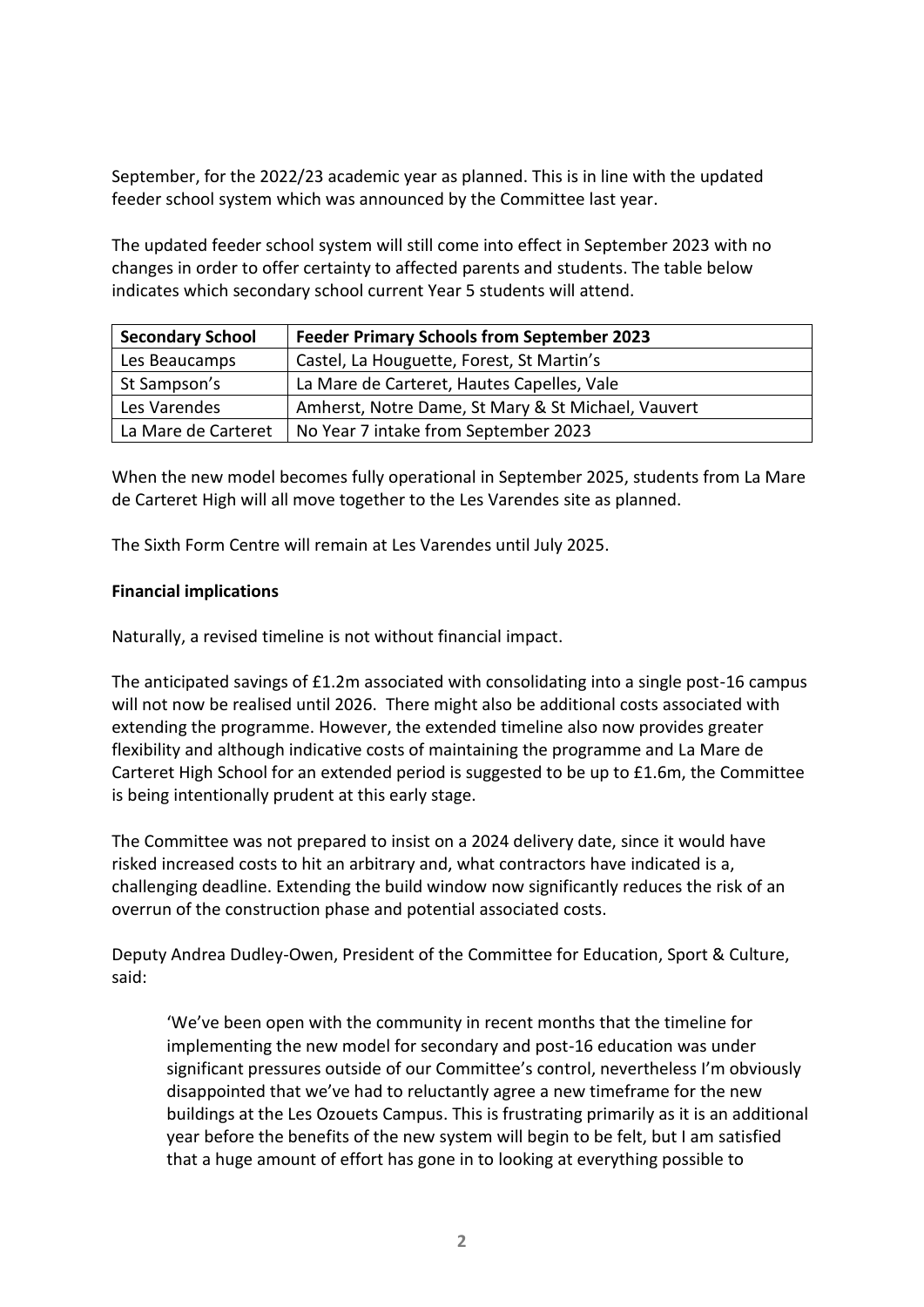September, for the 2022/23 academic year as planned. This is in line with the updated feeder school system which was announced by the Committee last year.

The updated feeder school system will still come into effect in September 2023 with no changes in order to offer certainty to affected parents and students. The table below indicates which secondary school current Year 5 students will attend.

| Secondary School | Feeder Primary Schools from September 2023 |
|---|---|
| Les Beaucamps | Castel, La Houguette, Forest, St Martin's |
| St Sampson's | La Mare de Carteret, Hautes Capelles, Vale |
| Les Varendes | Amherst, Notre Dame, St Mary & St Michael, Vauvert |
| La Mare de Carteret | No Year 7 intake from September 2023 |

When the new model becomes fully operational in September 2025, students from La Mare de Carteret High will all move together to the Les Varendes site as planned.

The Sixth Form Centre will remain at Les Varendes until July 2025.

**Financial implications**

Naturally, a revised timeline is not without financial impact.

The anticipated savings of £1.2m associated with consolidating into a single post-16 campus will not now be realised until 2026. There might also be additional costs associated with extending the programme. However, the extended timeline also now provides greater flexibility and although indicative costs of maintaining the programme and La Mare de Carteret High School for an extended period is suggested to be up to £1.6m, the Committee is being intentionally prudent at this early stage.

The Committee was not prepared to insist on a 2024 delivery date, since it would have risked increased costs to hit an arbitrary and, what contractors have indicated is a, challenging deadline. Extending the build window now significantly reduces the risk of an overrun of the construction phase and potential associated costs.

Deputy Andrea Dudley-Owen, President of the Committee for Education, Sport & Culture, said:

> 'We've been open with the community in recent months that the timeline for implementing the new model for secondary and post-16 education was under significant pressures outside of our Committee's control, nevertheless I'm obviously disappointed that we've had to reluctantly agree a new timeframe for the new buildings at the Les Ozouets Campus. This is frustrating primarily as it is an additional year before the benefits of the new system will begin to be felt, but I am satisfied that a huge amount of effort has gone in to looking at everything possible to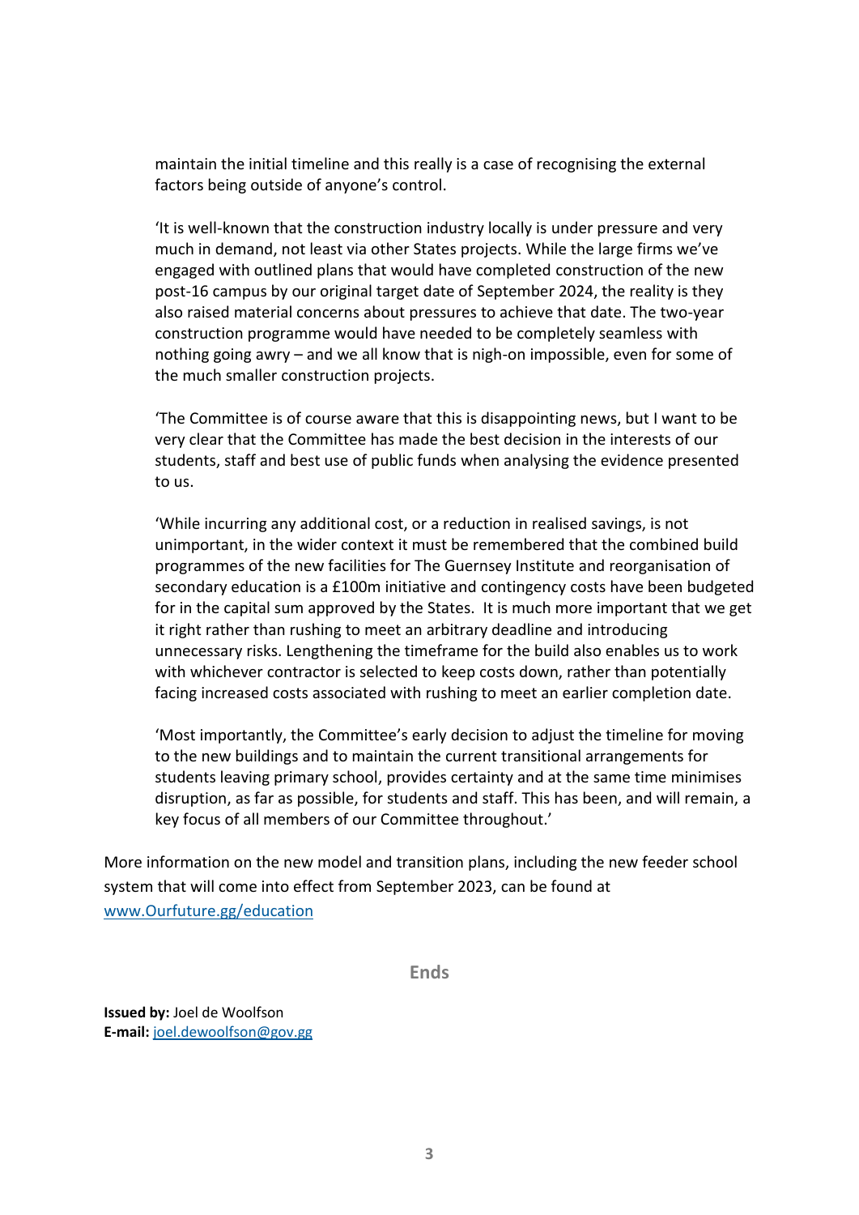maintain the initial timeline and this really is a case of recognising the external factors being outside of anyone's control.

'It is well-known that the construction industry locally is under pressure and very much in demand, not least via other States projects. While the large firms we've engaged with outlined plans that would have completed construction of the new post-16 campus by our original target date of September 2024, the reality is they also raised material concerns about pressures to achieve that date. The two-year construction programme would have needed to be completely seamless with nothing going awry – and we all know that is nigh-on impossible, even for some of the much smaller construction projects.

'The Committee is of course aware that this is disappointing news, but I want to be very clear that the Committee has made the best decision in the interests of our students, staff and best use of public funds when analysing the evidence presented to us.

'While incurring any additional cost, or a reduction in realised savings, is not unimportant, in the wider context it must be remembered that the combined build programmes of the new facilities for The Guernsey Institute and reorganisation of secondary education is a £100m initiative and contingency costs have been budgeted for in the capital sum approved by the States. It is much more important that we get it right rather than rushing to meet an arbitrary deadline and introducing unnecessary risks. Lengthening the timeframe for the build also enables us to work with whichever contractor is selected to keep costs down, rather than potentially facing increased costs associated with rushing to meet an earlier completion date.

'Most importantly, the Committee's early decision to adjust the timeline for moving to the new buildings and to maintain the current transitional arrangements for students leaving primary school, provides certainty and at the same time minimises disruption, as far as possible, for students and staff. This has been, and will remain, a key focus of all members of our Committee throughout.'

More information on the new model and transition plans, including the new feeder school system that will come into effect from September 2023, can be found at [www.Ourfuture.gg/education](www.Ourfuture.gg/education)

Ends

**Issued by:** Joel de Woolfson
**E-mail:** [joel.dewoolfson@gov.gg](mailto:joel.dewoolfson@gov.gg)